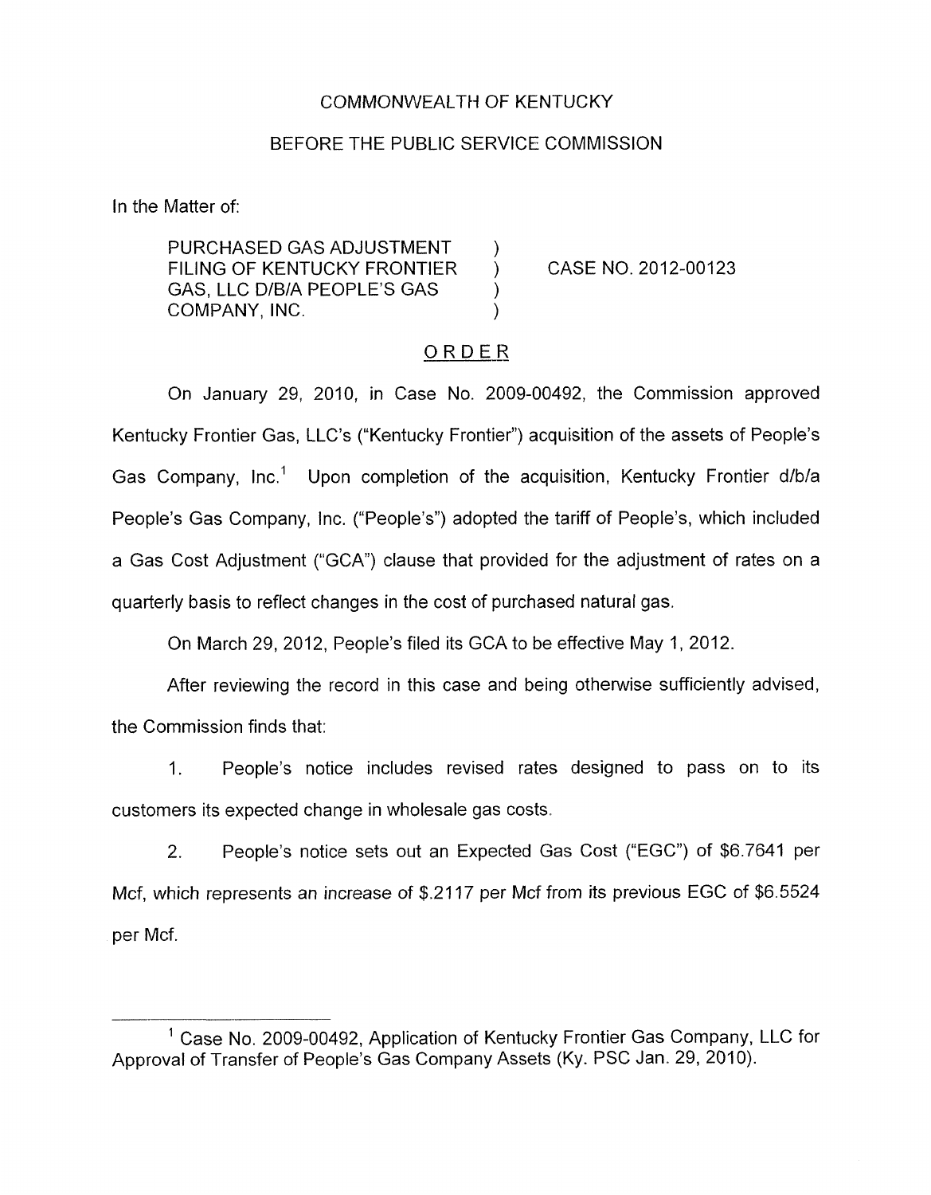COMMONWEALTH OF KENTUCKY

BEFORE THE PUBLIC SERVICE COMMISSION

In the Matter of:

| | | |
|---|---|---|
| PURCHASED GAS ADJUSTMENT FILING OF KENTUCKY FRONTIER GAS, LLC D/B/A PEOPLE'S GAS COMPANY, INC. | ) ) ) ) | CASE NO. 2012-00123 |

## ORDER

On January 29, 2010, in Case No. 2009-00492, the Commission approved Kentucky Frontier Gas, LLC's ("Kentucky Frontier") acquisition of the assets of People's Gas Company, Inc.[1] Upon completion of the acquisition, Kentucky Frontier d/b/a People's Gas Company, Inc. ("People's") adopted the tariff of People's, which included a Gas Cost Adjustment ("GCA") clause that provided for the adjustment of rates on a quarterly basis to reflect changes in the cost of purchased natural gas.

On March 29, 2012, People's filed its GCA to be effective May 1, 2012.

After reviewing the record in this case and being otherwise sufficiently advised, the Commission finds that:

1. People's notice includes revised rates designed to pass on to its customers its expected change in wholesale gas costs.

2. People's notice sets out an Expected Gas Cost ("EGC") of $6.7641 per Mcf, which represents an increase of $.2117 per Mcf from its previous EGC of $6.5524 per Mcf.

---

[1] Case No. 2009-00492, Application of Kentucky Frontier Gas Company, LLC for Approval of Transfer of People's Gas Company Assets (Ky. PSC Jan. 29, 2010).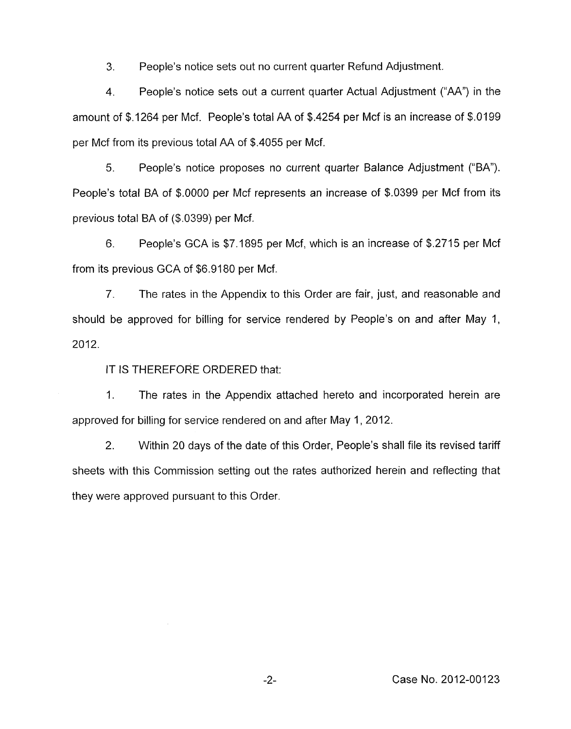3. People's notice sets out no current quarter Refund Adjustment.

4. People's notice sets out a current quarter Actual Adjustment ("AA") in the amount of $.1264 per Mcf. People's total AA of $.4254 per Mcf is an increase of $.0199 per Mcf from its previous total AA of $.4055 per Mcf.

5. People's notice proposes no current quarter Balance Adjustment ("BA"). People's total BA of $.0000 per Mcf represents an increase of $.0399 per Mcf from its previous total BA of ($.0399) per Mcf.

6. People's GCA is $7.1895 per Mcf, which is an increase of $.2715 per Mcf from its previous GCA of $6.9180 per Mcf.

7. The rates in the Appendix to this Order are fair, just, and reasonable and should be approved for billing for service rendered by People's on and after May 1, 2012.

IT IS THEREFORE ORDERED that:

1. The rates in the Appendix attached hereto and incorporated herein are approved for billing for service rendered on and after May 1, 2012.

2. Within 20 days of the date of this Order, People's shall file its revised tariff sheets with this Commission setting out the rates authorized herein and reflecting that they were approved pursuant to this Order.

Case No. 2012-00123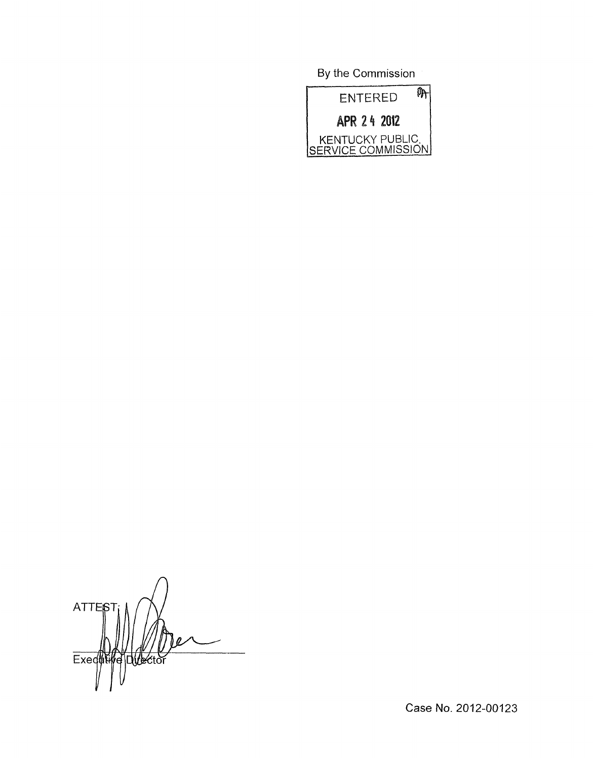By the Commission

ENTERED

APR 24 2012

KENTUCKY PUBLIC SERVICE COMMISSION

ATTEST:

Executive Director

Case No. 2012-00123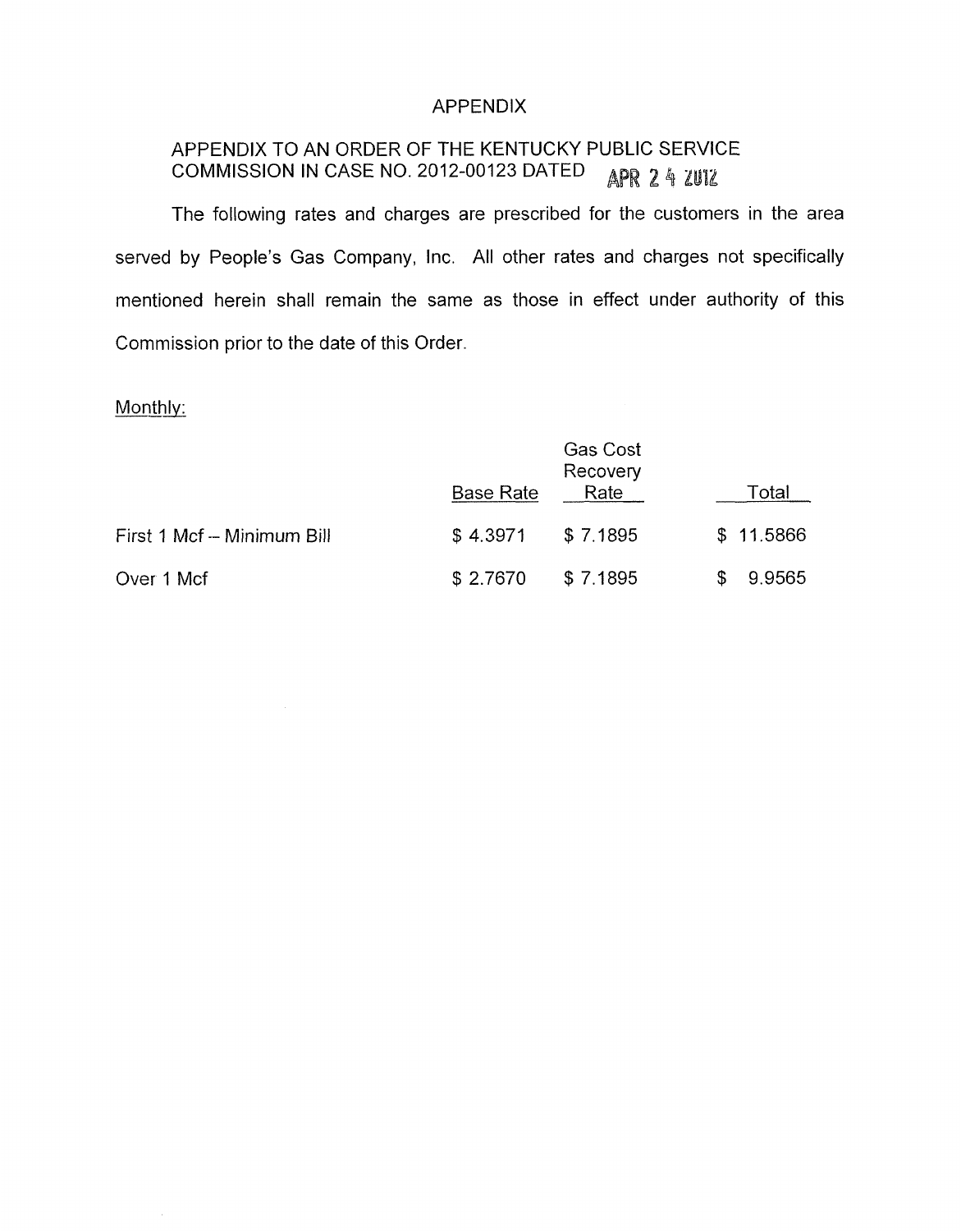# APPENDIX

## APPENDIX TO AN ORDER OF THE KENTUCKY PUBLIC SERVICE COMMISSION IN CASE NO. 2012-00123 DATED APR 24 2012

The following rates and charges are prescribed for the customers in the area served by People's Gas Company, Inc. All other rates and charges not specifically mentioned herein shall remain the same as those in effect under authority of this Commission prior to the date of this Order.

Monthly:

| | Base Rate | Gas Cost Recovery Rate | Total |
|---|---|---|---|
| First 1 Mcf -- Minimum Bill | $ 4.3971 | $ 7.1895 | $ 11.5866 |
| Over 1 Mcf | $ 2.7670 | $ 7.1895 | $ 9.9565 |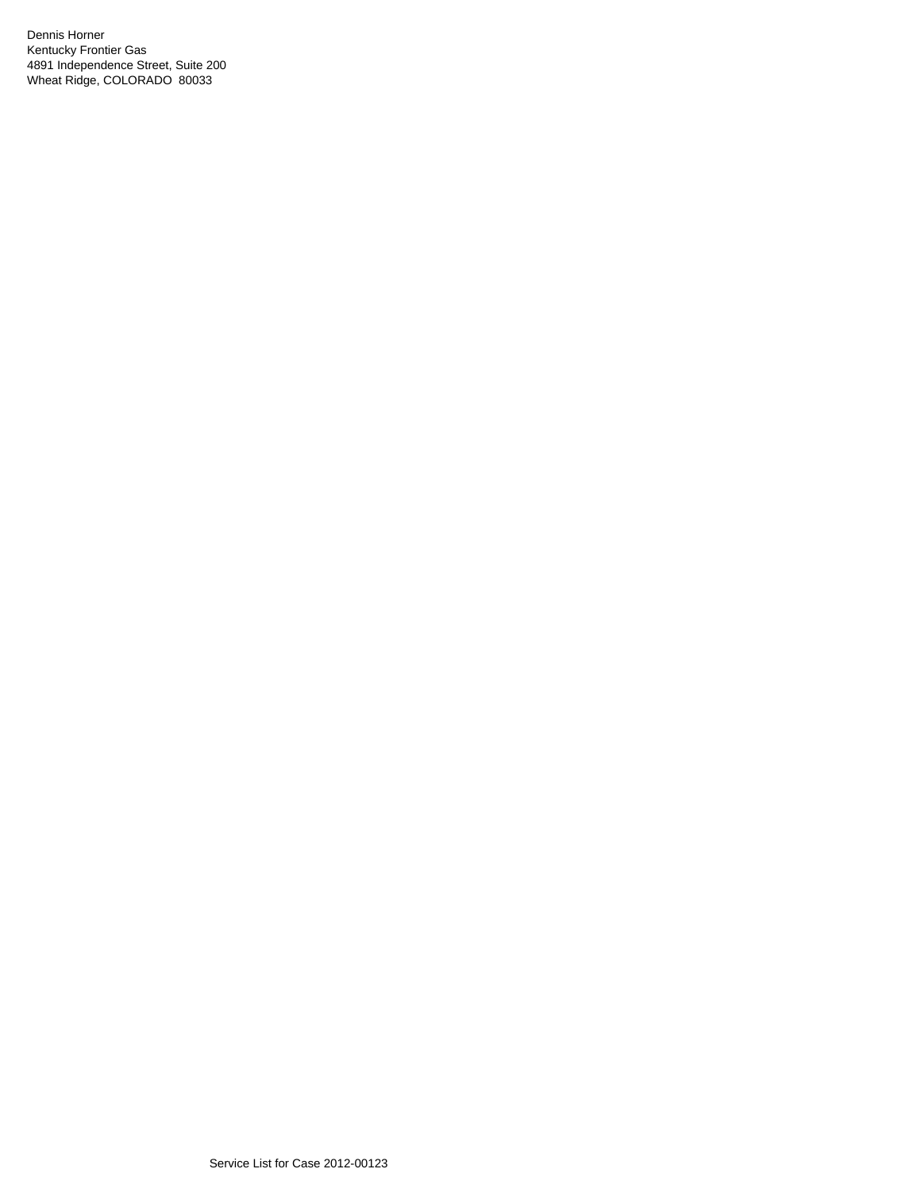Dennis Horner
Kentucky Frontier Gas
4891 Independence Street, Suite 200
Wheat Ridge, COLORADO  80033